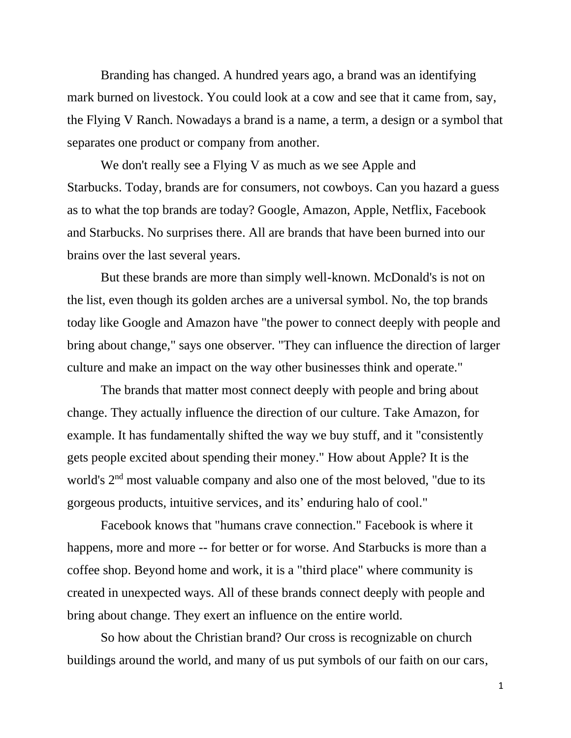Branding has changed. A hundred years ago, a brand was an identifying mark burned on livestock. You could look at a cow and see that it came from, say, the Flying V Ranch. Nowadays a brand is a name, a term, a design or a symbol that separates one product or company from another.

We don't really see a Flying V as much as we see Apple and Starbucks. Today, brands are for consumers, not cowboys. Can you hazard a guess as to what the top brands are today? Google, Amazon, Apple, Netflix, Facebook and Starbucks. No surprises there. All are brands that have been burned into our brains over the last several years.

But these brands are more than simply well-known. McDonald's is not on the list, even though its golden arches are a universal symbol. No, the top brands today like Google and Amazon have "the power to connect deeply with people and bring about change," says one observer. "They can influence the direction of larger culture and make an impact on the way other businesses think and operate."

The brands that matter most connect deeply with people and bring about change. They actually influence the direction of our culture. Take Amazon, for example. It has fundamentally shifted the way we buy stuff, and it "consistently gets people excited about spending their money." How about Apple? It is the world's 2nd most valuable company and also one of the most beloved, "due to its gorgeous products, intuitive services, and its' enduring halo of cool."

Facebook knows that "humans crave connection." Facebook is where it happens, more and more -- for better or for worse. And Starbucks is more than a coffee shop. Beyond home and work, it is a "third place" where community is created in unexpected ways. All of these brands connect deeply with people and bring about change. They exert an influence on the entire world.

So how about the Christian brand? Our cross is recognizable on church buildings around the world, and many of us put symbols of our faith on our cars,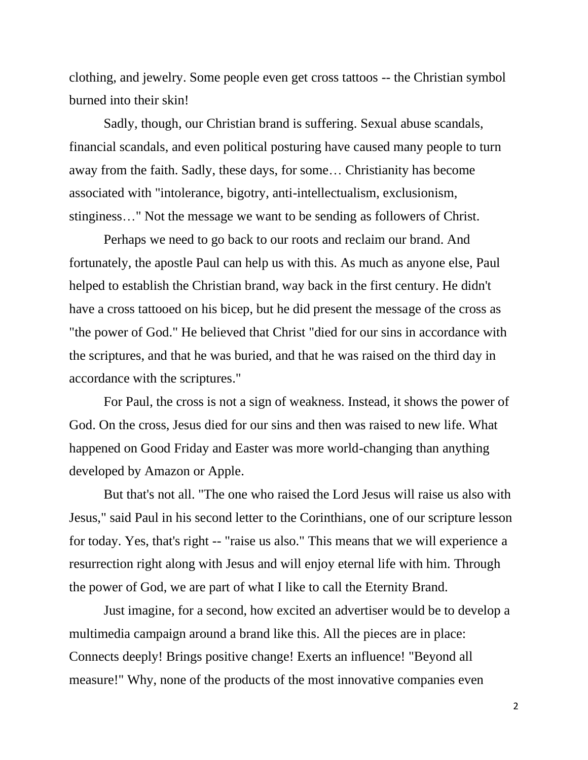clothing, and jewelry. Some people even get cross tattoos -- the Christian symbol burned into their skin!

Sadly, though, our Christian brand is suffering. Sexual abuse scandals, financial scandals, and even political posturing have caused many people to turn away from the faith. Sadly, these days, for some… Christianity has become associated with "intolerance, bigotry, anti-intellectualism, exclusionism, stinginess…" Not the message we want to be sending as followers of Christ.

Perhaps we need to go back to our roots and reclaim our brand. And fortunately, the apostle Paul can help us with this. As much as anyone else, Paul helped to establish the Christian brand, way back in the first century. He didn't have a cross tattooed on his bicep, but he did present the message of the cross as "the power of God." He believed that Christ "died for our sins in accordance with the scriptures, and that he was buried, and that he was raised on the third day in accordance with the scriptures."

For Paul, the cross is not a sign of weakness. Instead, it shows the power of God. On the cross, Jesus died for our sins and then was raised to new life. What happened on Good Friday and Easter was more world-changing than anything developed by Amazon or Apple.

But that's not all. "The one who raised the Lord Jesus will raise us also with Jesus," said Paul in his second letter to the Corinthians, one of our scripture lesson for today. Yes, that's right -- "raise us also." This means that we will experience a resurrection right along with Jesus and will enjoy eternal life with him. Through the power of God, we are part of what I like to call the Eternity Brand.

Just imagine, for a second, how excited an advertiser would be to develop a multimedia campaign around a brand like this. All the pieces are in place: Connects deeply! Brings positive change! Exerts an influence! "Beyond all measure!" Why, none of the products of the most innovative companies even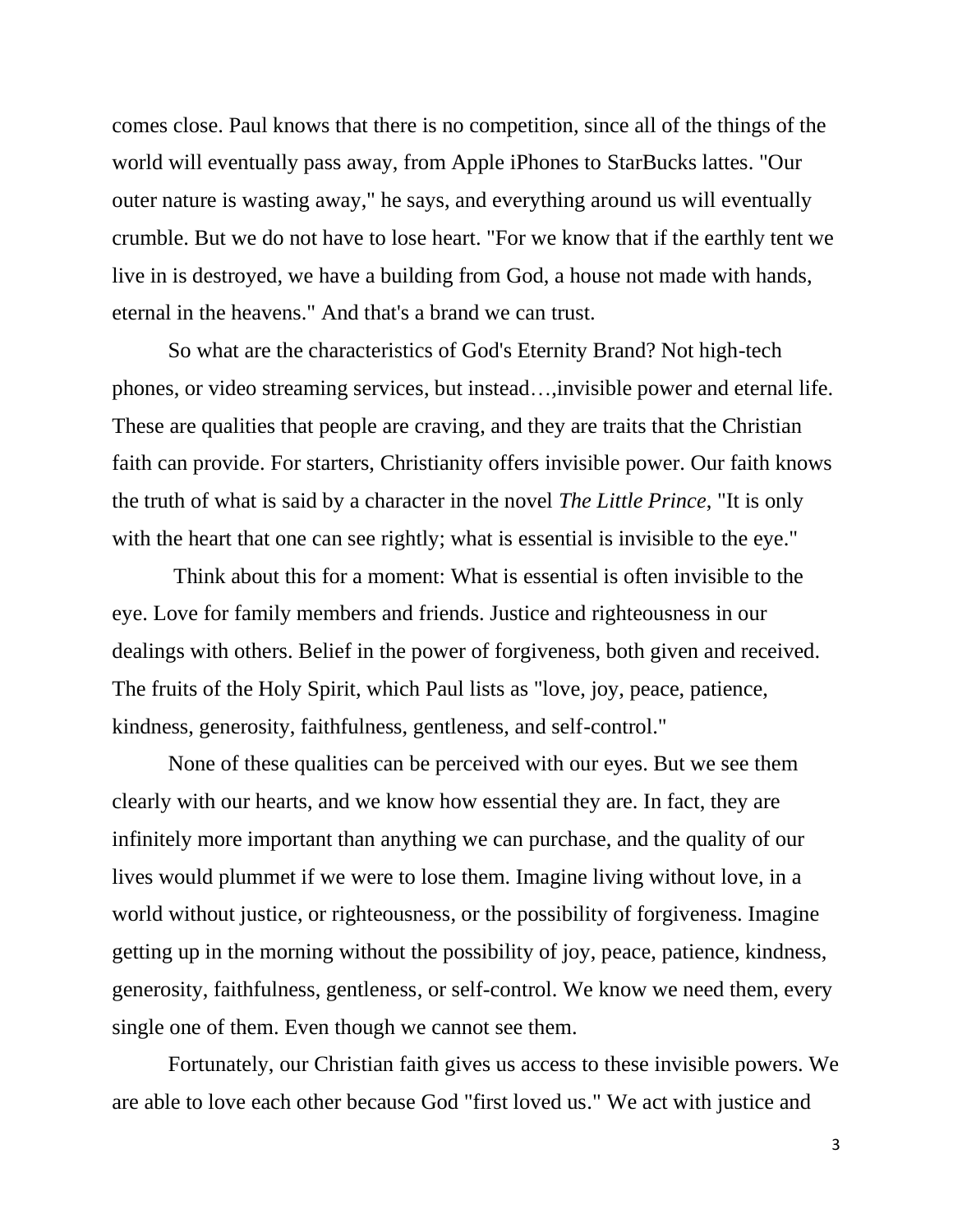comes close. Paul knows that there is no competition, since all of the things of the world will eventually pass away, from Apple iPhones to StarBucks lattes. "Our outer nature is wasting away," he says, and everything around us will eventually crumble. But we do not have to lose heart. "For we know that if the earthly tent we live in is destroyed, we have a building from God, a house not made with hands, eternal in the heavens." And that's a brand we can trust.

So what are the characteristics of God's Eternity Brand? Not high-tech phones, or video streaming services, but instead…,invisible power and eternal life. These are qualities that people are craving, and they are traits that the Christian faith can provide. For starters, Christianity offers invisible power. Our faith knows the truth of what is said by a character in the novel *The Little Prince*, "It is only with the heart that one can see rightly; what is essential is invisible to the eye."

Think about this for a moment: What is essential is often invisible to the eye. Love for family members and friends. Justice and righteousness in our dealings with others. Belief in the power of forgiveness, both given and received. The fruits of the Holy Spirit, which Paul lists as "love, joy, peace, patience, kindness, generosity, faithfulness, gentleness, and self-control."

None of these qualities can be perceived with our eyes. But we see them clearly with our hearts, and we know how essential they are. In fact, they are infinitely more important than anything we can purchase, and the quality of our lives would plummet if we were to lose them. Imagine living without love, in a world without justice, or righteousness, or the possibility of forgiveness. Imagine getting up in the morning without the possibility of joy, peace, patience, kindness, generosity, faithfulness, gentleness, or self-control. We know we need them, every single one of them. Even though we cannot see them.

Fortunately, our Christian faith gives us access to these invisible powers. We are able to love each other because God "first loved us." We act with justice and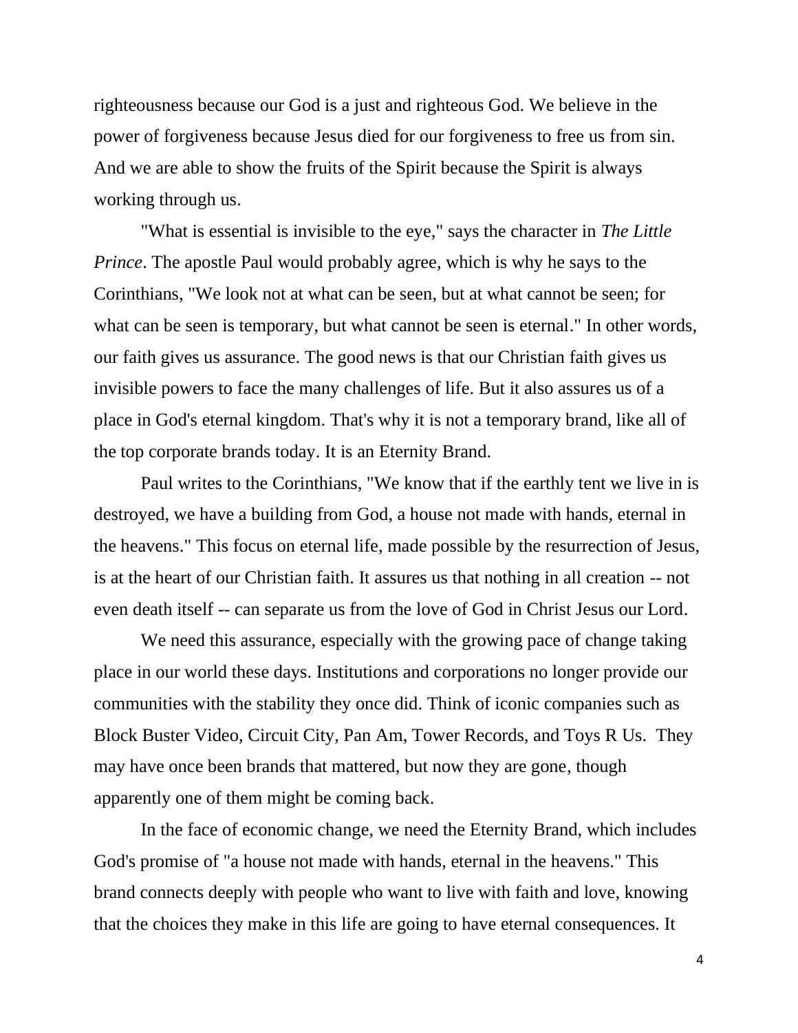righteousness because our God is a just and righteous God. We believe in the power of forgiveness because Jesus died for our forgiveness to free us from sin. And we are able to show the fruits of the Spirit because the Spirit is always working through us.

"What is essential is invisible to the eye," says the character in *The Little Prince*. The apostle Paul would probably agree, which is why he says to the Corinthians, "We look not at what can be seen, but at what cannot be seen; for what can be seen is temporary, but what cannot be seen is eternal." In other words, our faith gives us assurance. The good news is that our Christian faith gives us invisible powers to face the many challenges of life. But it also assures us of a place in God's eternal kingdom. That's why it is not a temporary brand, like all of the top corporate brands today. It is an Eternity Brand.

Paul writes to the Corinthians, "We know that if the earthly tent we live in is destroyed, we have a building from God, a house not made with hands, eternal in the heavens." This focus on eternal life, made possible by the resurrection of Jesus, is at the heart of our Christian faith. It assures us that nothing in all creation -- not even death itself -- can separate us from the love of God in Christ Jesus our Lord.

We need this assurance, especially with the growing pace of change taking place in our world these days. Institutions and corporations no longer provide our communities with the stability they once did. Think of iconic companies such as Block Buster Video, Circuit City, Pan Am, Tower Records, and Toys R Us. They may have once been brands that mattered, but now they are gone, though apparently one of them might be coming back.

In the face of economic change, we need the Eternity Brand, which includes God's promise of "a house not made with hands, eternal in the heavens." This brand connects deeply with people who want to live with faith and love, knowing that the choices they make in this life are going to have eternal consequences. It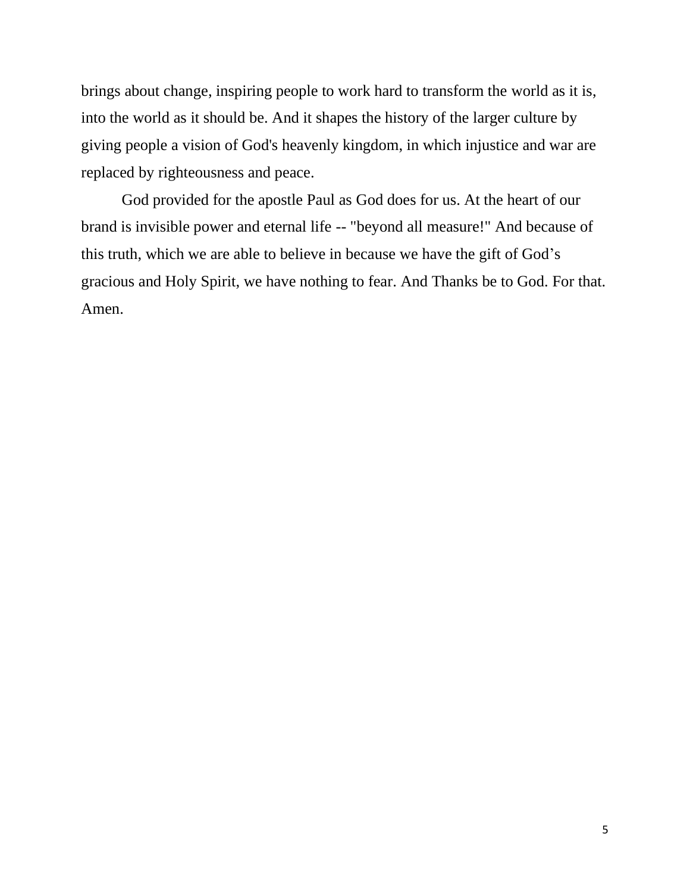brings about change, inspiring people to work hard to transform the world as it is, into the world as it should be. And it shapes the history of the larger culture by giving people a vision of God's heavenly kingdom, in which injustice and war are replaced by righteousness and peace.

God provided for the apostle Paul as God does for us. At the heart of our brand is invisible power and eternal life -- "beyond all measure!" And because of this truth, which we are able to believe in because we have the gift of God's gracious and Holy Spirit, we have nothing to fear. And Thanks be to God. For that. Amen.